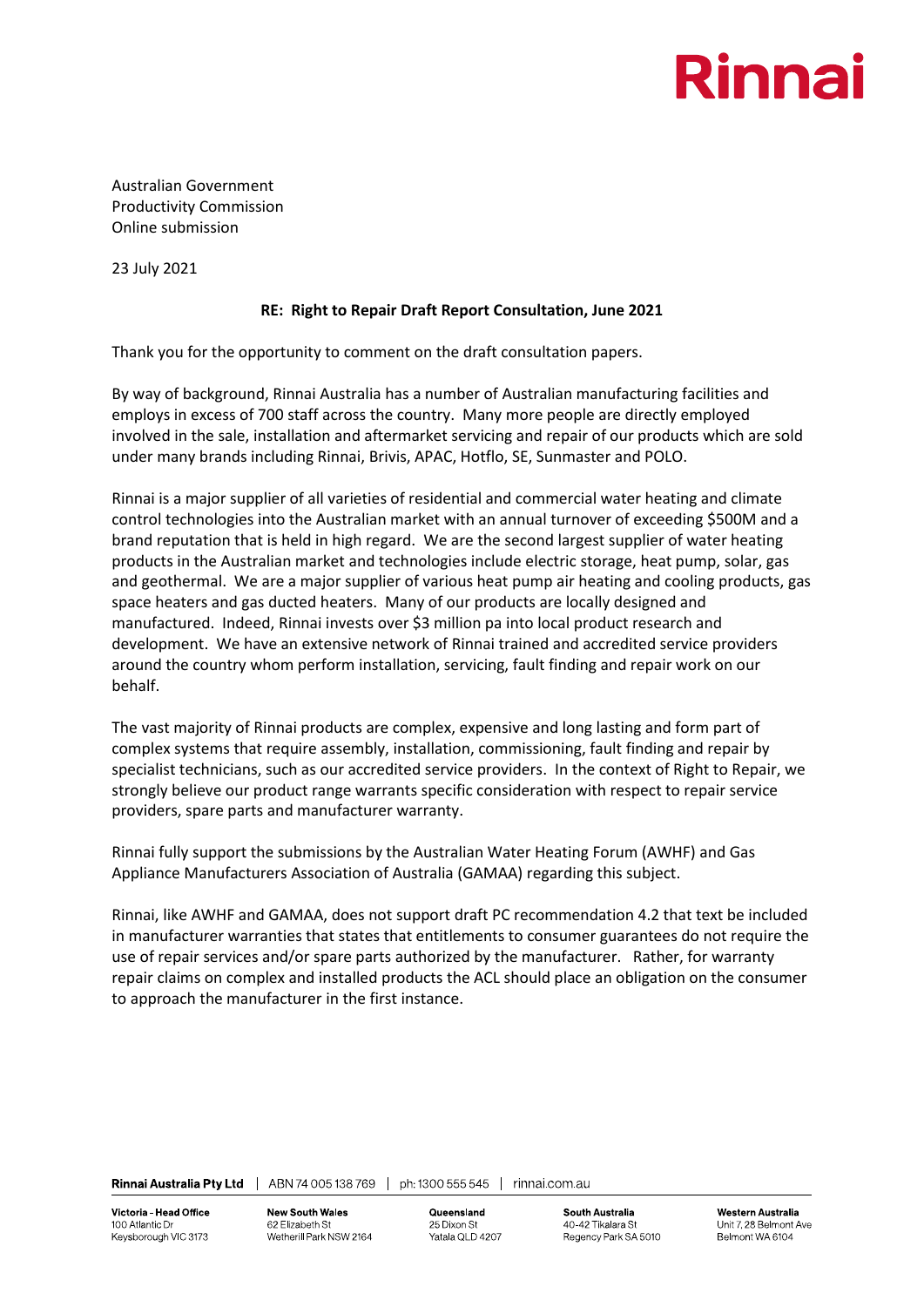Rinnai

Australian Government
Productivity Commission
Online submission

23 July 2021

**RE: Right to Repair Draft Report Consultation, June 2021**

Thank you for the opportunity to comment on the draft consultation papers.

By way of background, Rinnai Australia has a number of Australian manufacturing facilities and employs in excess of 700 staff across the country. Many more people are directly employed involved in the sale, installation and aftermarket servicing and repair of our products which are sold under many brands including Rinnai, Brivis, APAC, Hotflo, SE, Sunmaster and POLO.

Rinnai is a major supplier of all varieties of residential and commercial water heating and climate control technologies into the Australian market with an annual turnover of exceeding $500M and a brand reputation that is held in high regard. We are the second largest supplier of water heating products in the Australian market and technologies include electric storage, heat pump, solar, gas and geothermal. We are a major supplier of various heat pump air heating and cooling products, gas space heaters and gas ducted heaters. Many of our products are locally designed and manufactured. Indeed, Rinnai invests over $3 million pa into local product research and development. We have an extensive network of Rinnai trained and accredited service providers around the country whom perform installation, servicing, fault finding and repair work on our behalf.

The vast majority of Rinnai products are complex, expensive and long lasting and form part of complex systems that require assembly, installation, commissioning, fault finding and repair by specialist technicians, such as our accredited service providers. In the context of Right to Repair, we strongly believe our product range warrants specific consideration with respect to repair service providers, spare parts and manufacturer warranty.

Rinnai fully support the submissions by the Australian Water Heating Forum (AWHF) and Gas Appliance Manufacturers Association of Australia (GAMAA) regarding this subject.

Rinnai, like AWHF and GAMAA, does not support draft PC recommendation 4.2 that text be included in manufacturer warranties that states that entitlements to consumer guarantees do not require the use of repair services and/or spare parts authorized by the manufacturer. Rather, for warranty repair claims on complex and installed products the ACL should place an obligation on the consumer to approach the manufacturer in the first instance.

**Rinnai Australia Pty Ltd** | ABN 74 005 138 769 | ph: 1300 555 545 | rinnai.com.au

**Victoria - Head Office**
100 Atlantic Dr
Keysborough VIC 3173

**New South Wales**
62 Elizabeth St
Wetherill Park NSW 2164

**Queensland**
25 Dixon St
Yatala QLD 4207

**South Australia**
40-42 Tikalara St
Regency Park SA 5010

**Western Australia**
Unit 7, 28 Belmont Ave
Belmont WA 6104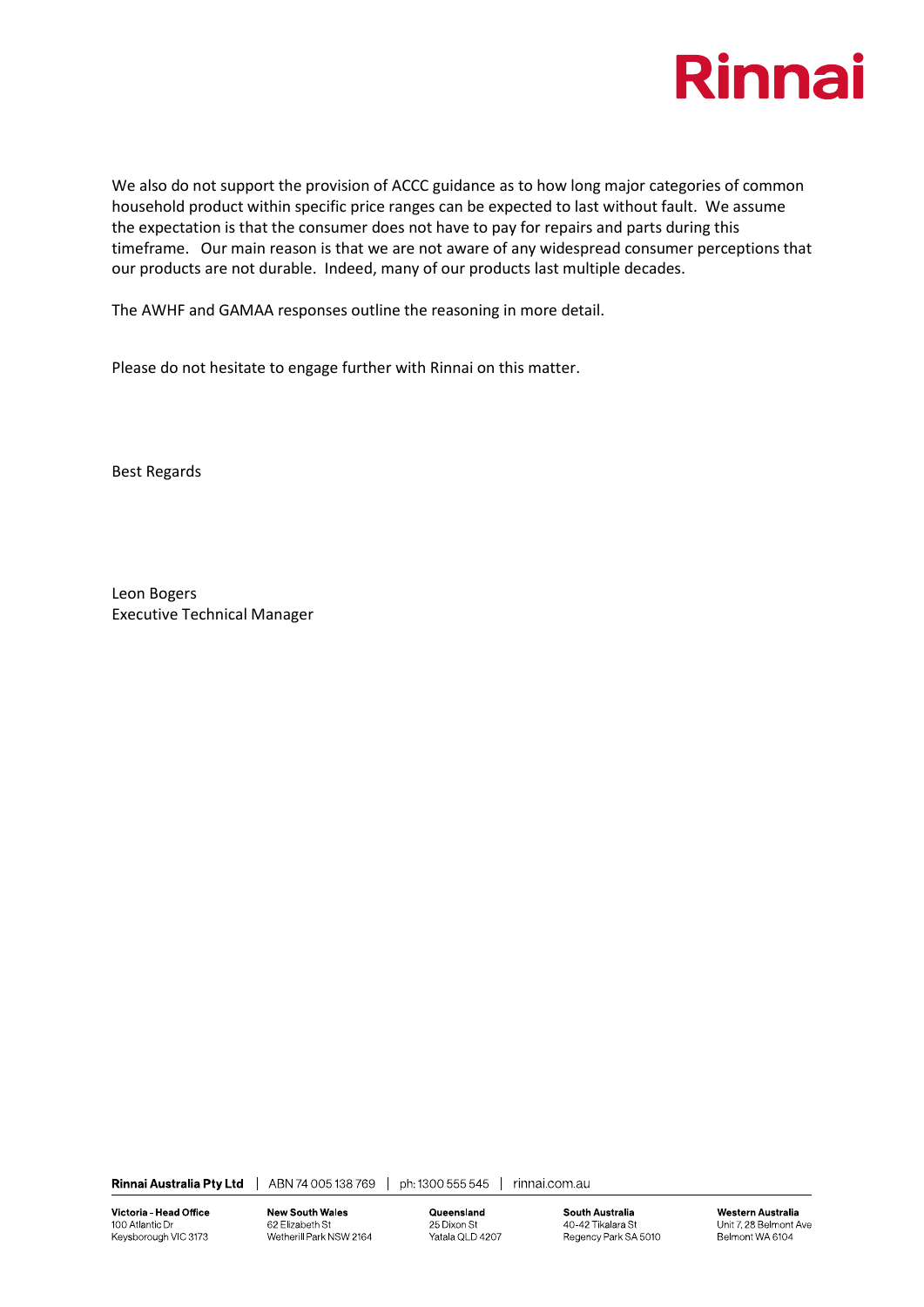We also do not support the provision of ACCC guidance as to how long major categories of common household product within specific price ranges can be expected to last without fault. We assume the expectation is that the consumer does not have to pay for repairs and parts during this timeframe. Our main reason is that we are not aware of any widespread consumer perceptions that our products are not durable. Indeed, many of our products last multiple decades.

The AWHF and GAMAA responses outline the reasoning in more detail.

Please do not hesitate to engage further with Rinnai on this matter.

Best Regards

Leon Bogers
Executive Technical Manager